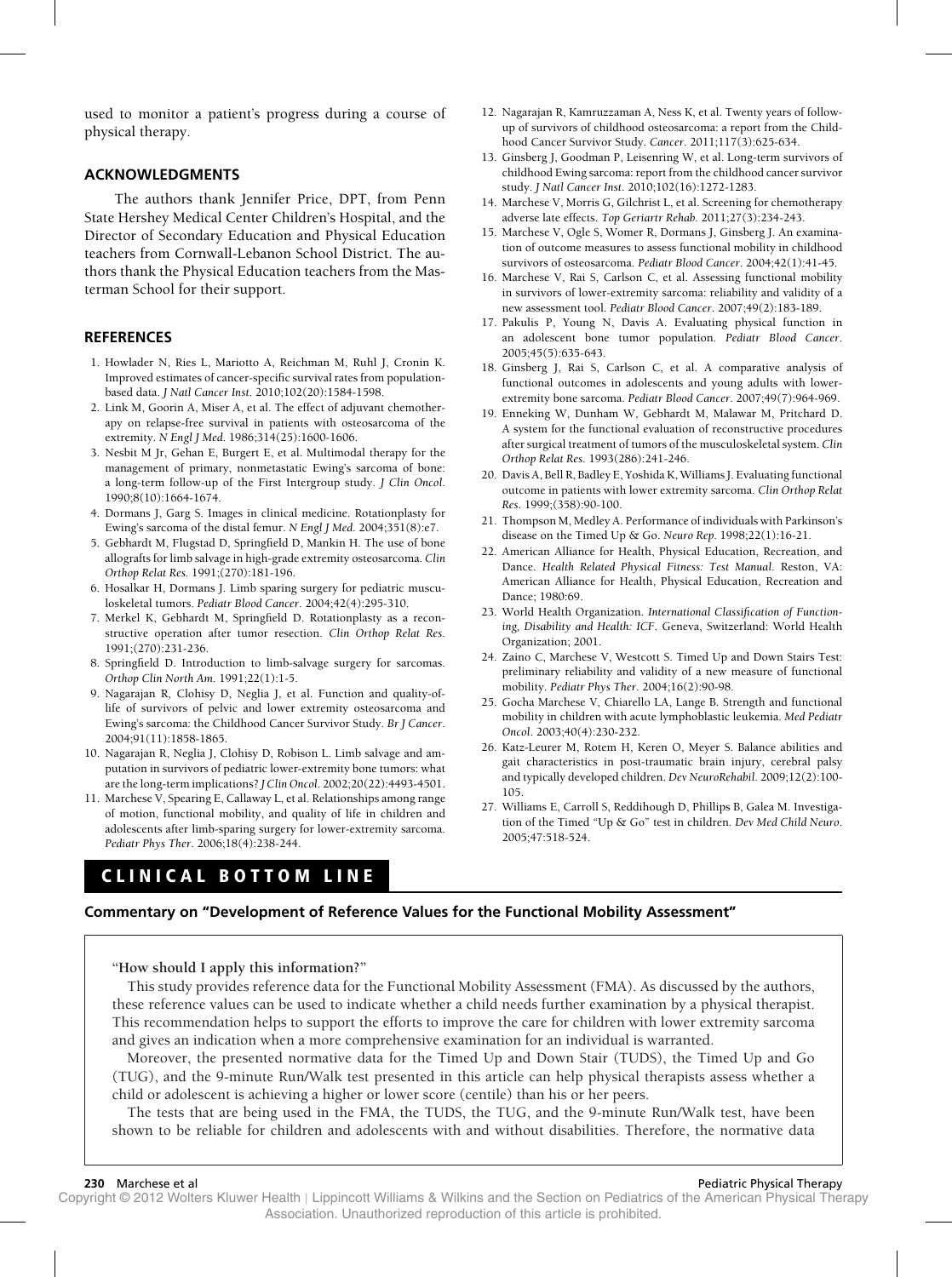used to monitor a patient's progress during a course of physical therapy.

## ACKNOWLEDGMENTS

The authors thank Jennifer Price, DPT, from Penn State Hershey Medical Center Children's Hospital, and the Director of Secondary Education and Physical Education teachers from Cornwall-Lebanon School District. The authors thank the Physical Education teachers from the Masterman School for their support.

## REFERENCES

1. Howlader N, Ries L, Mariotto A, Reichman M, Ruhl J, Cronin K. Improved estimates of cancer-specific survival rates from population-based data. *J Natl Cancer Inst*. 2010;102(20):1584-1598.
2. Link M, Goorin A, Miser A, et al. The effect of adjuvant chemotherapy on relapse-free survival in patients with osteosarcoma of the extremity. *N Engl J Med*. 1986;314(25):1600-1606.
3. Nesbit M Jr, Gehan E, Burgert E, et al. Multimodal therapy for the management of primary, nonmetastatic Ewing's sarcoma of bone: a long-term follow-up of the First Intergroup study. *J Clin Oncol*. 1990;8(10):1664-1674.
4. Dormans J, Garg S. Images in clinical medicine. Rotationplasty for Ewing's sarcoma of the distal femur. *N Engl J Med*. 2004;351(8):e7.
5. Gebhardt M, Flugstad D, Springfield D, Mankin H. The use of bone allografts for limb salvage in high-grade extremity osteosarcoma. *Clin Orthop Relat Res*. 1991;(270):181-196.
6. Hosalkar H, Dormans J. Limb sparing surgery for pediatric musculoskeletal tumors. *Pediatr Blood Cancer*. 2004;42(4):295-310.
7. Merkel K, Gebhardt M, Springfield D. Rotationplasty as a reconstructive operation after tumor resection. *Clin Orthop Relat Res*. 1991;(270):231-236.
8. Springfield D. Introduction to limb-salvage surgery for sarcomas. *Orthop Clin North Am*. 1991;22(1):1-5.
9. Nagarajan R, Clohisy D, Neglia J, et al. Function and quality-of-life of survivors of pelvic and lower extremity osteosarcoma and Ewing's sarcoma: the Childhood Cancer Survivor Study. *Br J Cancer*. 2004;91(11):1858-1865.
10. Nagarajan R, Neglia J, Clohisy D, Robison L. Limb salvage and amputation in survivors of pediatric lower-extremity bone tumors: what are the long-term implications? *J Clin Oncol*. 2002;20(22):4493-4501.
11. Marchese V, Spearing E, Callaway L, et al. Relationships among range of motion, functional mobility, and quality of life in children and adolescents after limb-sparing surgery for lower-extremity sarcoma. *Pediatr Phys Ther*. 2006;18(4):238-244.
12. Nagarajan R, Kamruzzaman A, Ness K, et al. Twenty years of follow-up of survivors of childhood osteosarcoma: a report from the Childhood Cancer Survivor Study. *Cancer*. 2011;117(3):625-634.
13. Ginsberg J, Goodman P, Leisenring W, et al. Long-term survivors of childhood Ewing sarcoma: report from the childhood cancer survivor study. *J Natl Cancer Inst*. 2010;102(16):1272-1283.
14. Marchese V, Morris G, Gilchrist L, et al. Screening for chemotherapy adverse late effects. *Top Geriatr Rehab*. 2011;27(3):234-243.
15. Marchese V, Ogle S, Womer R, Dormans J, Ginsberg J. An examination of outcome measures to assess functional mobility in childhood survivors of osteosarcoma. *Pediatr Blood Cancer*. 2004;42(1):41-45.
16. Marchese V, Rai S, Carlson C, et al. Assessing functional mobility in survivors of lower-extremity sarcoma: reliability and validity of a new assessment tool. *Pediatr Blood Cancer*. 2007;49(2):183-189.
17. Pakulis P, Young N, Davis A. Evaluating physical function in an adolescent bone tumor population. *Pediatr Blood Cancer*. 2005;45(5):635-643.
18. Ginsberg J, Rai S, Carlson C, et al. A comparative analysis of functional outcomes in adolescents and young adults with lower-extremity bone sarcoma. *Pediatr Blood Cancer*. 2007;49(7):964-969.
19. Enneking W, Dunham W, Gebhardt M, Malawar M, Pritchard D. A system for the functional evaluation of reconstructive procedures after surgical treatment of tumors of the musculoskeletal system. *Clin Orthop Relat Res*. 1993(286):241-246.
20. Davis A, Bell R, Badley E, Yoshida K, Williams J. Evaluating functional outcome in patients with lower extremity sarcoma. *Clin Orthop Relat Res*. 1999;(358):90-100.
21. Thompson M, Medley A. Performance of individuals with Parkinson's disease on the Timed Up & Go. *Neuro Rep*. 1998;22(1):16-21.
22. American Alliance for Health, Physical Education, Recreation, and Dance. *Health Related Physical Fitness: Test Manual*. Reston, VA: American Alliance for Health, Physical Education, Recreation and Dance; 1980:69.
23. World Health Organization. *International Classification of Functioning, Disability and Health: ICF*. Geneva, Switzerland: World Health Organization; 2001.
24. Zaino C, Marchese V, Westcott S. Timed Up and Down Stairs Test: preliminary reliability and validity of a new measure of functional mobility. *Pediatr Phys Ther*. 2004;16(2):90-98.
25. Gocha Marchese V, Chiarello LA, Lange B. Strength and functional mobility in children with acute lymphoblastic leukemia. *Med Pediatr Oncol*. 2003;40(4):230-232.
26. Katz-Leurer M, Rotem H, Keren O, Meyer S. Balance abilities and gait characteristics in post-traumatic brain injury, cerebral palsy and typically developed children. *Dev NeuroRehabil*. 2009;12(2):100-105.
27. Williams E, Carroll S, Reddihough D, Phillips B, Galea M. Investigation of the Timed "Up & Go" test in children. *Dev Med Child Neuro*. 2005;47:518-524.

## CLINICAL BOTTOM LINE

### Commentary on "Development of Reference Values for the Functional Mobility Assessment"

"**How should I apply this information?**"

This study provides reference data for the Functional Mobility Assessment (FMA). As discussed by the authors, these reference values can be used to indicate whether a child needs further examination by a physical therapist. This recommendation helps to support the efforts to improve the care for children with lower extremity sarcoma and gives an indication when a more comprehensive examination for an individual is warranted.

Moreover, the presented normative data for the Timed Up and Down Stair (TUDS), the Timed Up and Go (TUG), and the 9-minute Run/Walk test presented in this article can help physical therapists assess whether a child or adolescent is achieving a higher or lower score (centile) than his or her peers.

The tests that are being used in the FMA, the TUDS, the TUG, and the 9-minute Run/Walk test, have been shown to be reliable for children and adolescents with and without disabilities. Therefore, the normative data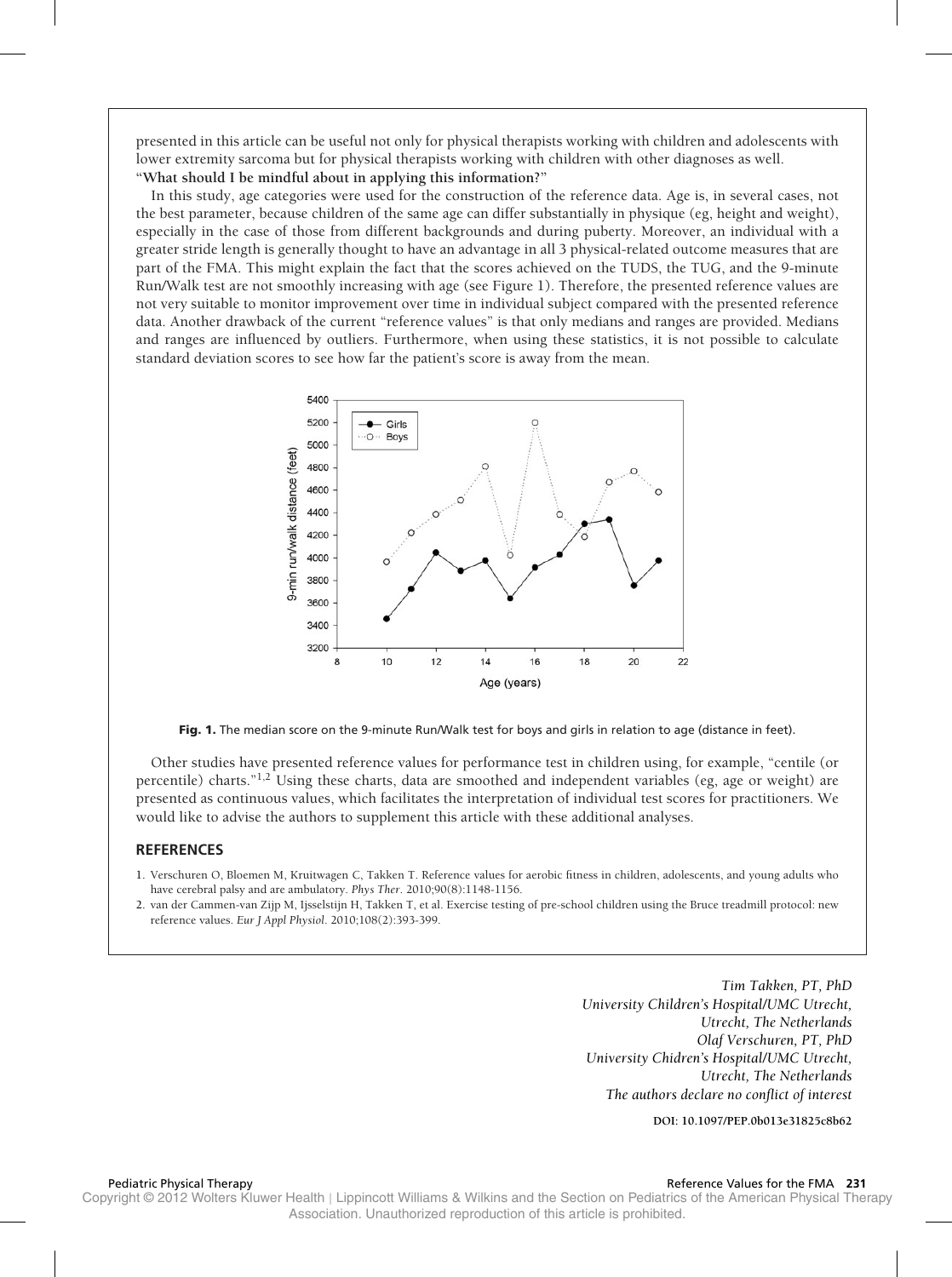presented in this article can be useful not only for physical therapists working with children and adolescents with lower extremity sarcoma but for physical therapists working with children with other diagnoses as well.

"**What should I be mindful about in applying this information?**"

In this study, age categories were used for the construction of the reference data. Age is, in several cases, not the best parameter, because children of the same age can differ substantially in physique (eg, height and weight), especially in the case of those from different backgrounds and during puberty. Moreover, an individual with a greater stride length is generally thought to have an advantage in all 3 physical-related outcome measures that are part of the FMA. This might explain the fact that the scores achieved on the TUDS, the TUG, and the 9-minute Run/Walk test are not smoothly increasing with age (see Figure 1). Therefore, the presented reference values are not very suitable to monitor improvement over time in individual subject compared with the presented reference data. Another drawback of the current "reference values" is that only medians and ranges are provided. Medians and ranges are influenced by outliers. Furthermore, when using these statistics, it is not possible to calculate standard deviation scores to see how far the patient's score is away from the mean.

Girls
Boys
9-min run/walk distance (feet)
5400
5200
5000
4800
4600
4400
4200
4000
3800
3600
3400
3200
Age (years)
8
10
12
14
16
18
20
22

**Fig. 1.** The median score on the 9-minute Run/Walk test for boys and girls in relation to age (distance in feet).

Other studies have presented reference values for performance test in children using, for example, "centile (or percentile) charts."[1,2] Using these charts, data are smoothed and independent variables (eg, age or weight) are presented as continuous values, which facilitates the interpretation of individual test scores for practitioners. We would like to advise the authors to supplement this article with these additional analyses.

## REFERENCES

1. Verschuren O, Bloemen M, Kruitwagen C, Takken T. Reference values for aerobic fitness in children, adolescents, and young adults who have cerebral palsy and are ambulatory. *Phys Ther*. 2010;90(8):1148-1156.
2. van der Cammen-van Zijp M, Ijsselstijn H, Takken T, et al. Exercise testing of pre-school children using the Bruce treadmill protocol: new reference values. *Eur J Appl Physiol*. 2010;108(2):393-399.

*Tim Takken, PT, PhD*
*University Children's Hospital/UMC Utrecht, Utrecht, The Netherlands*
*Olaf Verschuren, PT, PhD*
*University Chidren's Hospital/UMC Utrecht, Utrecht, The Netherlands*
*The authors declare no conflict of interest*

DOI: 10.1097/PEP.0b013e31825c8b62